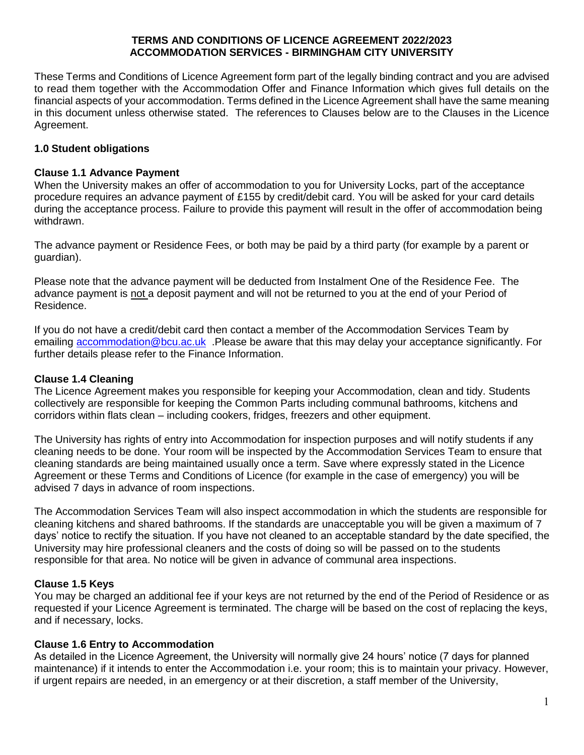**TERMS AND CONDITIONS OF LICENCE AGREEMENT 2022/2023**
**ACCOMMODATION SERVICES - BIRMINGHAM CITY UNIVERSITY**

These Terms and Conditions of Licence Agreement form part of the legally binding contract and you are advised to read them together with the Accommodation Offer and Finance Information which gives full details on the financial aspects of your accommodation. Terms defined in the Licence Agreement shall have the same meaning in this document unless otherwise stated. The references to Clauses below are to the Clauses in the Licence Agreement.

## 1.0 Student obligations

### Clause 1.1 Advance Payment

When the University makes an offer of accommodation to you for University Locks, part of the acceptance procedure requires an advance payment of £155 by credit/debit card. You will be asked for your card details during the acceptance process. Failure to provide this payment will result in the offer of accommodation being withdrawn.

The advance payment or Residence Fees, or both may be paid by a third party (for example by a parent or guardian).

Please note that the advance payment will be deducted from Instalment One of the Residence Fee. The advance payment is <u>not</u> a deposit payment and will not be returned to you at the end of your Period of Residence.

If you do not have a credit/debit card then contact a member of the Accommodation Services Team by emailing accommodation@bcu.ac.uk .Please be aware that this may delay your acceptance significantly. For further details please refer to the Finance Information.

### Clause 1.4 Cleaning

The Licence Agreement makes you responsible for keeping your Accommodation, clean and tidy. Students collectively are responsible for keeping the Common Parts including communal bathrooms, kitchens and corridors within flats clean – including cookers, fridges, freezers and other equipment.

The University has rights of entry into Accommodation for inspection purposes and will notify students if any cleaning needs to be done. Your room will be inspected by the Accommodation Services Team to ensure that cleaning standards are being maintained usually once a term. Save where expressly stated in the Licence Agreement or these Terms and Conditions of Licence (for example in the case of emergency) you will be advised 7 days in advance of room inspections.

The Accommodation Services Team will also inspect accommodation in which the students are responsible for cleaning kitchens and shared bathrooms. If the standards are unacceptable you will be given a maximum of 7 days' notice to rectify the situation. If you have not cleaned to an acceptable standard by the date specified, the University may hire professional cleaners and the costs of doing so will be passed on to the students responsible for that area. No notice will be given in advance of communal area inspections.

### Clause 1.5 Keys

You may be charged an additional fee if your keys are not returned by the end of the Period of Residence or as requested if your Licence Agreement is terminated. The charge will be based on the cost of replacing the keys, and if necessary, locks.

### Clause 1.6 Entry to Accommodation

As detailed in the Licence Agreement, the University will normally give 24 hours' notice (7 days for planned maintenance) if it intends to enter the Accommodation i.e. your room; this is to maintain your privacy. However, if urgent repairs are needed, in an emergency or at their discretion, a staff member of the University,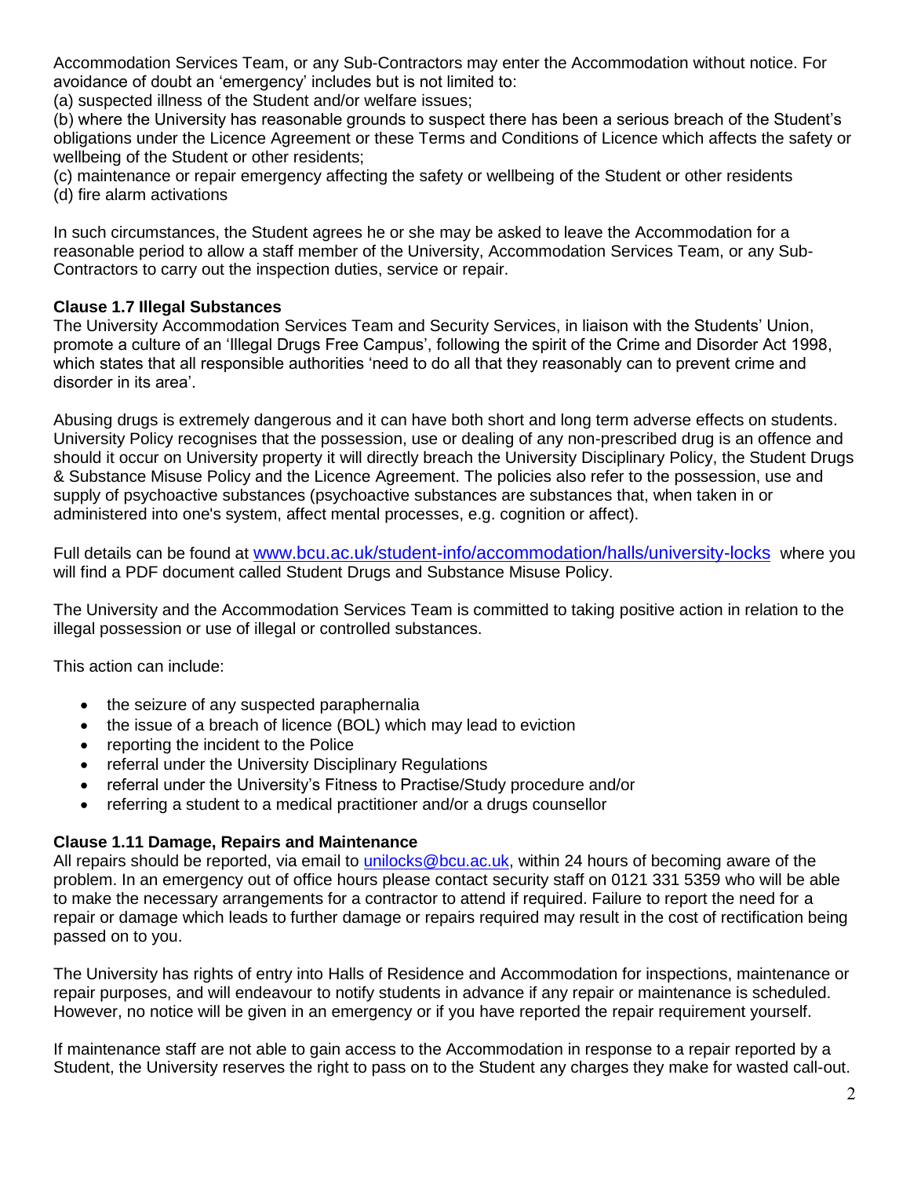Accommodation Services Team, or any Sub-Contractors may enter the Accommodation without notice. For avoidance of doubt an 'emergency' includes but is not limited to:
(a) suspected illness of the Student and/or welfare issues;
(b) where the University has reasonable grounds to suspect there has been a serious breach of the Student's obligations under the Licence Agreement or these Terms and Conditions of Licence which affects the safety or wellbeing of the Student or other residents;
(c) maintenance or repair emergency affecting the safety or wellbeing of the Student or other residents
(d) fire alarm activations

In such circumstances, the Student agrees he or she may be asked to leave the Accommodation for a reasonable period to allow a staff member of the University, Accommodation Services Team, or any Sub-Contractors to carry out the inspection duties, service or repair.

**Clause 1.7 Illegal Substances**
The University Accommodation Services Team and Security Services, in liaison with the Students' Union, promote a culture of an 'Illegal Drugs Free Campus', following the spirit of the Crime and Disorder Act 1998, which states that all responsible authorities 'need to do all that they reasonably can to prevent crime and disorder in its area'.

Abusing drugs is extremely dangerous and it can have both short and long term adverse effects on students. University Policy recognises that the possession, use or dealing of any non-prescribed drug is an offence and should it occur on University property it will directly breach the University Disciplinary Policy, the Student Drugs & Substance Misuse Policy and the Licence Agreement. The policies also refer to the possession, use and supply of psychoactive substances (psychoactive substances are substances that, when taken in or administered into one's system, affect mental processes, e.g. cognition or affect).

Full details can be found at www.bcu.ac.uk/student-info/accommodation/halls/university-locks where you will find a PDF document called Student Drugs and Substance Misuse Policy.

The University and the Accommodation Services Team is committed to taking positive action in relation to the illegal possession or use of illegal or controlled substances.

This action can include:

- the seizure of any suspected paraphernalia
- the issue of a breach of licence (BOL) which may lead to eviction
- reporting the incident to the Police
- referral under the University Disciplinary Regulations
- referral under the University's Fitness to Practise/Study procedure and/or
- referring a student to a medical practitioner and/or a drugs counsellor

**Clause 1.11 Damage, Repairs and Maintenance**
All repairs should be reported, via email to unilocks@bcu.ac.uk, within 24 hours of becoming aware of the problem. In an emergency out of office hours please contact security staff on 0121 331 5359 who will be able to make the necessary arrangements for a contractor to attend if required. Failure to report the need for a repair or damage which leads to further damage or repairs required may result in the cost of rectification being passed on to you.

The University has rights of entry into Halls of Residence and Accommodation for inspections, maintenance or repair purposes, and will endeavour to notify students in advance if any repair or maintenance is scheduled. However, no notice will be given in an emergency or if you have reported the repair requirement yourself.

If maintenance staff are not able to gain access to the Accommodation in response to a repair reported by a Student, the University reserves the right to pass on to the Student any charges they make for wasted call-out.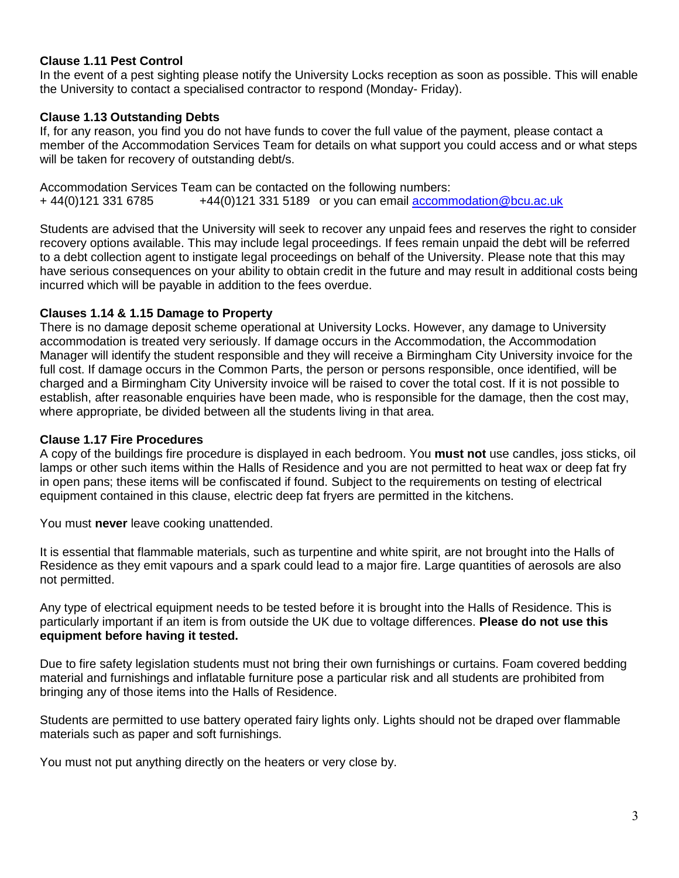**Clause 1.11 Pest Control**

In the event of a pest sighting please notify the University Locks reception as soon as possible. This will enable the University to contact a specialised contractor to respond (Monday- Friday).

**Clause 1.13 Outstanding Debts**

If, for any reason, you find you do not have funds to cover the full value of the payment, please contact a member of the Accommodation Services Team for details on what support you could access and or what steps will be taken for recovery of outstanding debt/s.

Accommodation Services Team can be contacted on the following numbers:
+ 44(0)121 331 6785 +44(0)121 331 5189 or you can email accommodation@bcu.ac.uk

Students are advised that the University will seek to recover any unpaid fees and reserves the right to consider recovery options available. This may include legal proceedings. If fees remain unpaid the debt will be referred to a debt collection agent to instigate legal proceedings on behalf of the University. Please note that this may have serious consequences on your ability to obtain credit in the future and may result in additional costs being incurred which will be payable in addition to the fees overdue.

**Clauses 1.14 & 1.15 Damage to Property**

There is no damage deposit scheme operational at University Locks. However, any damage to University accommodation is treated very seriously. If damage occurs in the Accommodation, the Accommodation Manager will identify the student responsible and they will receive a Birmingham City University invoice for the full cost. If damage occurs in the Common Parts, the person or persons responsible, once identified, will be charged and a Birmingham City University invoice will be raised to cover the total cost. If it is not possible to establish, after reasonable enquiries have been made, who is responsible for the damage, then the cost may, where appropriate, be divided between all the students living in that area.

**Clause 1.17 Fire Procedures**

A copy of the buildings fire procedure is displayed in each bedroom. You **must not** use candles, joss sticks, oil lamps or other such items within the Halls of Residence and you are not permitted to heat wax or deep fat fry in open pans; these items will be confiscated if found. Subject to the requirements on testing of electrical equipment contained in this clause, electric deep fat fryers are permitted in the kitchens.

You must **never** leave cooking unattended.

It is essential that flammable materials, such as turpentine and white spirit, are not brought into the Halls of Residence as they emit vapours and a spark could lead to a major fire. Large quantities of aerosols are also not permitted.

Any type of electrical equipment needs to be tested before it is brought into the Halls of Residence. This is particularly important if an item is from outside the UK due to voltage differences. **Please do not use this equipment before having it tested.**

Due to fire safety legislation students must not bring their own furnishings or curtains. Foam covered bedding material and furnishings and inflatable furniture pose a particular risk and all students are prohibited from bringing any of those items into the Halls of Residence.

Students are permitted to use battery operated fairy lights only. Lights should not be draped over flammable materials such as paper and soft furnishings.

You must not put anything directly on the heaters or very close by.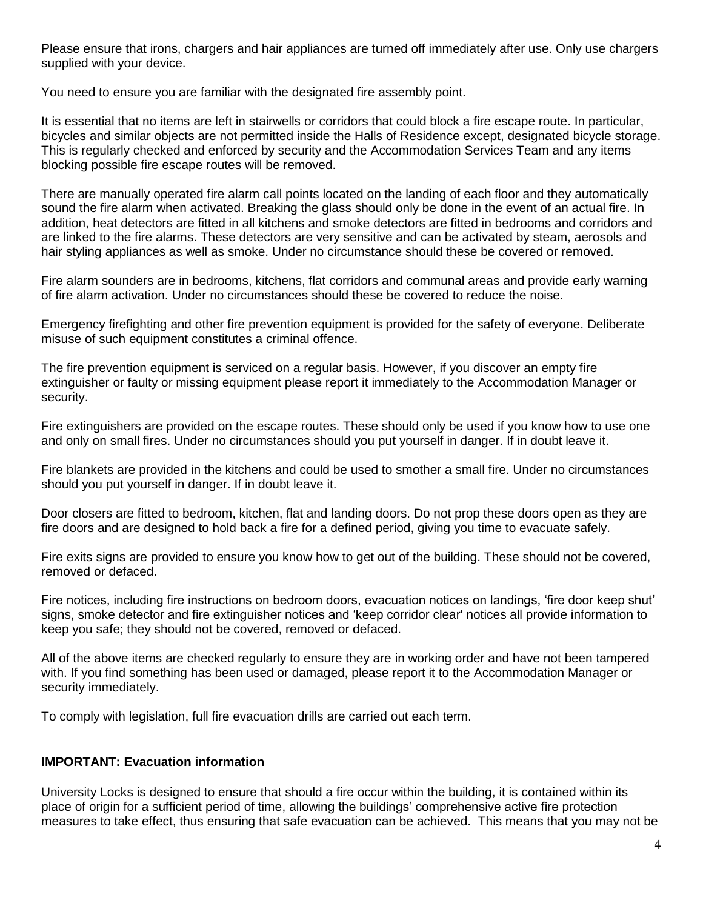Please ensure that irons, chargers and hair appliances are turned off immediately after use. Only use chargers supplied with your device.

You need to ensure you are familiar with the designated fire assembly point.

It is essential that no items are left in stairwells or corridors that could block a fire escape route. In particular, bicycles and similar objects are not permitted inside the Halls of Residence except, designated bicycle storage. This is regularly checked and enforced by security and the Accommodation Services Team and any items blocking possible fire escape routes will be removed.

There are manually operated fire alarm call points located on the landing of each floor and they automatically sound the fire alarm when activated. Breaking the glass should only be done in the event of an actual fire. In addition, heat detectors are fitted in all kitchens and smoke detectors are fitted in bedrooms and corridors and are linked to the fire alarms. These detectors are very sensitive and can be activated by steam, aerosols and hair styling appliances as well as smoke. Under no circumstance should these be covered or removed.

Fire alarm sounders are in bedrooms, kitchens, flat corridors and communal areas and provide early warning of fire alarm activation. Under no circumstances should these be covered to reduce the noise.

Emergency firefighting and other fire prevention equipment is provided for the safety of everyone. Deliberate misuse of such equipment constitutes a criminal offence.

The fire prevention equipment is serviced on a regular basis. However, if you discover an empty fire extinguisher or faulty or missing equipment please report it immediately to the Accommodation Manager or security.

Fire extinguishers are provided on the escape routes. These should only be used if you know how to use one and only on small fires. Under no circumstances should you put yourself in danger. If in doubt leave it.

Fire blankets are provided in the kitchens and could be used to smother a small fire. Under no circumstances should you put yourself in danger. If in doubt leave it.

Door closers are fitted to bedroom, kitchen, flat and landing doors. Do not prop these doors open as they are fire doors and are designed to hold back a fire for a defined period, giving you time to evacuate safely.

Fire exits signs are provided to ensure you know how to get out of the building. These should not be covered, removed or defaced.

Fire notices, including fire instructions on bedroom doors, evacuation notices on landings, 'fire door keep shut' signs, smoke detector and fire extinguisher notices and 'keep corridor clear' notices all provide information to keep you safe; they should not be covered, removed or defaced.

All of the above items are checked regularly to ensure they are in working order and have not been tampered with. If you find something has been used or damaged, please report it to the Accommodation Manager or security immediately.

To comply with legislation, full fire evacuation drills are carried out each term.

**IMPORTANT: Evacuation information**

University Locks is designed to ensure that should a fire occur within the building, it is contained within its place of origin for a sufficient period of time, allowing the buildings' comprehensive active fire protection measures to take effect, thus ensuring that safe evacuation can be achieved. This means that you may not be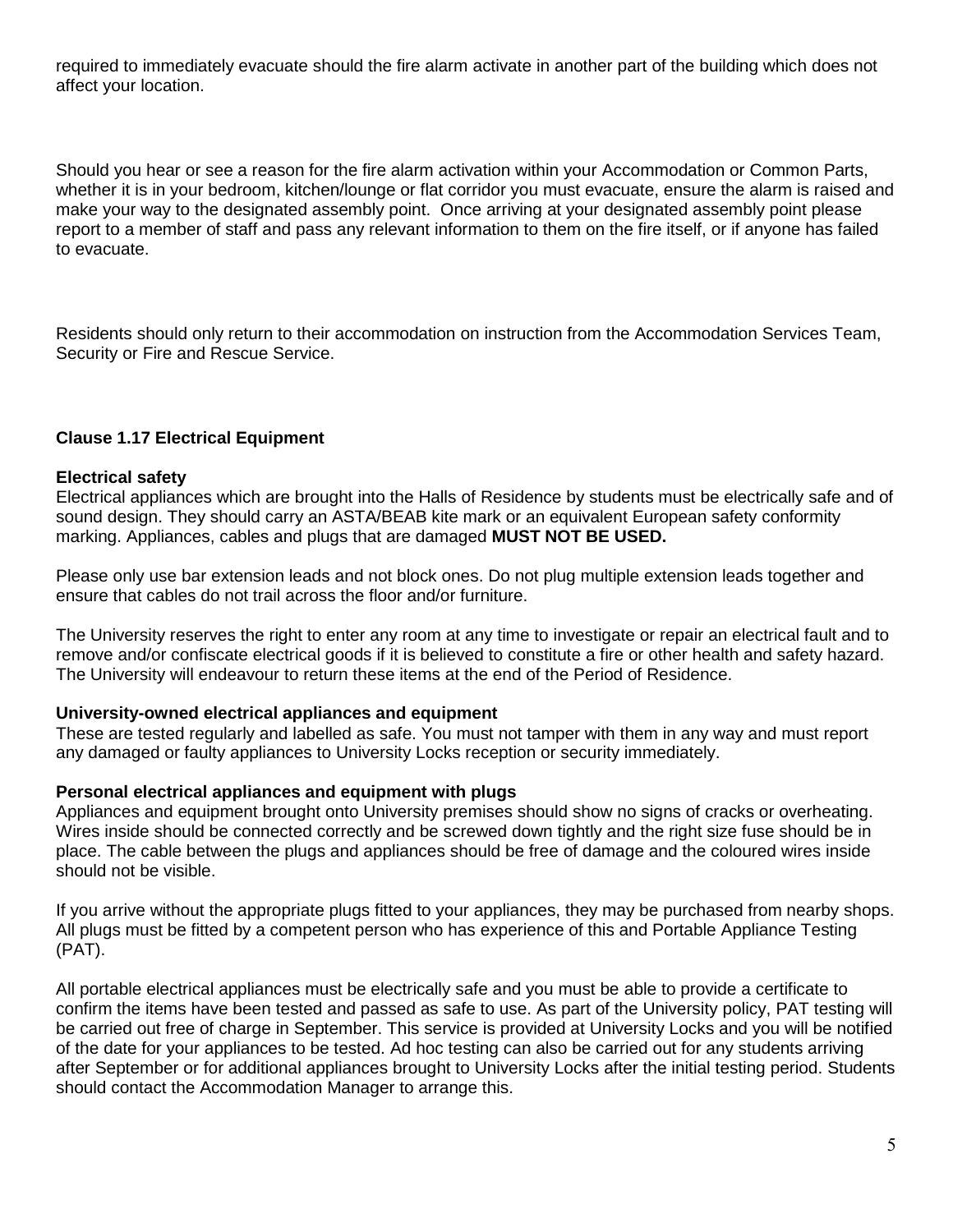required to immediately evacuate should the fire alarm activate in another part of the building which does not affect your location.

Should you hear or see a reason for the fire alarm activation within your Accommodation or Common Parts, whether it is in your bedroom, kitchen/lounge or flat corridor you must evacuate, ensure the alarm is raised and make your way to the designated assembly point. Once arriving at your designated assembly point please report to a member of staff and pass any relevant information to them on the fire itself, or if anyone has failed to evacuate.

Residents should only return to their accommodation on instruction from the Accommodation Services Team, Security or Fire and Rescue Service.

### Clause 1.17 Electrical Equipment

**Electrical safety**

Electrical appliances which are brought into the Halls of Residence by students must be electrically safe and of sound design. They should carry an ASTA/BEAB kite mark or an equivalent European safety conformity marking. Appliances, cables and plugs that are damaged **MUST NOT BE USED.**

Please only use bar extension leads and not block ones. Do not plug multiple extension leads together and ensure that cables do not trail across the floor and/or furniture.

The University reserves the right to enter any room at any time to investigate or repair an electrical fault and to remove and/or confiscate electrical goods if it is believed to constitute a fire or other health and safety hazard. The University will endeavour to return these items at the end of the Period of Residence.

**University-owned electrical appliances and equipment**

These are tested regularly and labelled as safe. You must not tamper with them in any way and must report any damaged or faulty appliances to University Locks reception or security immediately.

**Personal electrical appliances and equipment with plugs**

Appliances and equipment brought onto University premises should show no signs of cracks or overheating. Wires inside should be connected correctly and be screwed down tightly and the right size fuse should be in place. The cable between the plugs and appliances should be free of damage and the coloured wires inside should not be visible.

If you arrive without the appropriate plugs fitted to your appliances, they may be purchased from nearby shops. All plugs must be fitted by a competent person who has experience of this and Portable Appliance Testing (PAT).

All portable electrical appliances must be electrically safe and you must be able to provide a certificate to confirm the items have been tested and passed as safe to use. As part of the University policy, PAT testing will be carried out free of charge in September. This service is provided at University Locks and you will be notified of the date for your appliances to be tested. Ad hoc testing can also be carried out for any students arriving after September or for additional appliances brought to University Locks after the initial testing period. Students should contact the Accommodation Manager to arrange this.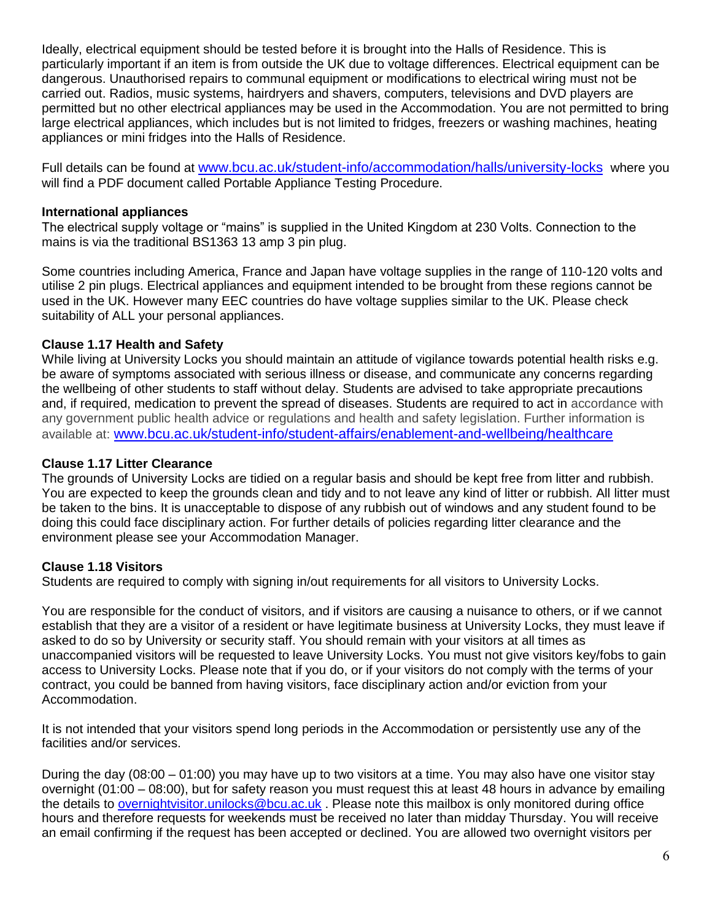Ideally, electrical equipment should be tested before it is brought into the Halls of Residence. This is particularly important if an item is from outside the UK due to voltage differences. Electrical equipment can be dangerous. Unauthorised repairs to communal equipment or modifications to electrical wiring must not be carried out. Radios, music systems, hairdryers and shavers, computers, televisions and DVD players are permitted but no other electrical appliances may be used in the Accommodation. You are not permitted to bring large electrical appliances, which includes but is not limited to fridges, freezers or washing machines, heating appliances or mini fridges into the Halls of Residence.

Full details can be found at [www.bcu.ac.uk/student-info/accommodation/halls/university-locks](www.bcu.ac.uk/student-info/accommodation/halls/university-locks) where you will find a PDF document called Portable Appliance Testing Procedure.

**International appliances**

The electrical supply voltage or "mains" is supplied in the United Kingdom at 230 Volts. Connection to the mains is via the traditional BS1363 13 amp 3 pin plug.

Some countries including America, France and Japan have voltage supplies in the range of 110-120 volts and utilise 2 pin plugs. Electrical appliances and equipment intended to be brought from these regions cannot be used in the UK. However many EEC countries do have voltage supplies similar to the UK. Please check suitability of ALL your personal appliances.

**Clause 1.17 Health and Safety**

While living at University Locks you should maintain an attitude of vigilance towards potential health risks e.g. be aware of symptoms associated with serious illness or disease, and communicate any concerns regarding the wellbeing of other students to staff without delay. Students are advised to take appropriate precautions and, if required, medication to prevent the spread of diseases. Students are required to act in accordance with any government public health advice or regulations and health and safety legislation. Further information is available at: [www.bcu.ac.uk/student-info/student-affairs/enablement-and-wellbeing/healthcare](www.bcu.ac.uk/student-info/student-affairs/enablement-and-wellbeing/healthcare)

**Clause 1.17 Litter Clearance**

The grounds of University Locks are tidied on a regular basis and should be kept free from litter and rubbish. You are expected to keep the grounds clean and tidy and to not leave any kind of litter or rubbish. All litter must be taken to the bins. It is unacceptable to dispose of any rubbish out of windows and any student found to be doing this could face disciplinary action. For further details of policies regarding litter clearance and the environment please see your Accommodation Manager.

**Clause 1.18 Visitors**

Students are required to comply with signing in/out requirements for all visitors to University Locks.

You are responsible for the conduct of visitors, and if visitors are causing a nuisance to others, or if we cannot establish that they are a visitor of a resident or have legitimate business at University Locks, they must leave if asked to do so by University or security staff. You should remain with your visitors at all times as unaccompanied visitors will be requested to leave University Locks. You must not give visitors key/fobs to gain access to University Locks. Please note that if you do, or if your visitors do not comply with the terms of your contract, you could be banned from having visitors, face disciplinary action and/or eviction from your Accommodation.

It is not intended that your visitors spend long periods in the Accommodation or persistently use any of the facilities and/or services.

During the day (08:00 – 01:00) you may have up to two visitors at a time. You may also have one visitor stay overnight (01:00 – 08:00), but for safety reason you must request this at least 48 hours in advance by emailing the details to [overnightvisitor.unilocks@bcu.ac.uk](mailto:overnightvisitor.unilocks@bcu.ac.uk) . Please note this mailbox is only monitored during office hours and therefore requests for weekends must be received no later than midday Thursday. You will receive an email confirming if the request has been accepted or declined. You are allowed two overnight visitors per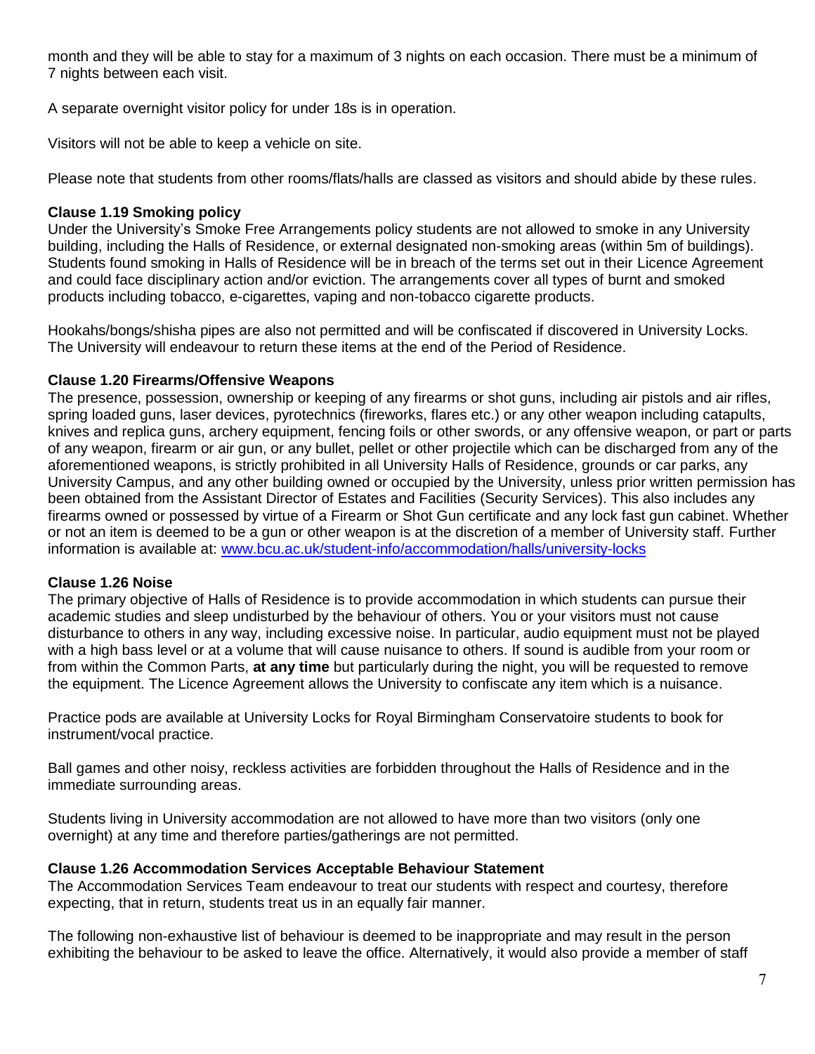month and they will be able to stay for a maximum of 3 nights on each occasion. There must be a minimum of 7 nights between each visit.

A separate overnight visitor policy for under 18s is in operation.

Visitors will not be able to keep a vehicle on site.

Please note that students from other rooms/flats/halls are classed as visitors and should abide by these rules.

**Clause 1.19 Smoking policy**

Under the University's Smoke Free Arrangements policy students are not allowed to smoke in any University building, including the Halls of Residence, or external designated non-smoking areas (within 5m of buildings). Students found smoking in Halls of Residence will be in breach of the terms set out in their Licence Agreement and could face disciplinary action and/or eviction. The arrangements cover all types of burnt and smoked products including tobacco, e-cigarettes, vaping and non-tobacco cigarette products.

Hookahs/bongs/shisha pipes are also not permitted and will be confiscated if discovered in University Locks. The University will endeavour to return these items at the end of the Period of Residence.

**Clause 1.20 Firearms/Offensive Weapons**

The presence, possession, ownership or keeping of any firearms or shot guns, including air pistols and air rifles, spring loaded guns, laser devices, pyrotechnics (fireworks, flares etc.) or any other weapon including catapults, knives and replica guns, archery equipment, fencing foils or other swords, or any offensive weapon, or part or parts of any weapon, firearm or air gun, or any bullet, pellet or other projectile which can be discharged from any of the aforementioned weapons, is strictly prohibited in all University Halls of Residence, grounds or car parks, any University Campus, and any other building owned or occupied by the University, unless prior written permission has been obtained from the Assistant Director of Estates and Facilities (Security Services). This also includes any firearms owned or possessed by virtue of a Firearm or Shot Gun certificate and any lock fast gun cabinet. Whether or not an item is deemed to be a gun or other weapon is at the discretion of a member of University staff. Further information is available at: [www.bcu.ac.uk/student-info/accommodation/halls/university-locks](www.bcu.ac.uk/student-info/accommodation/halls/university-locks)

**Clause 1.26 Noise**

The primary objective of Halls of Residence is to provide accommodation in which students can pursue their academic studies and sleep undisturbed by the behaviour of others. You or your visitors must not cause disturbance to others in any way, including excessive noise. In particular, audio equipment must not be played with a high bass level or at a volume that will cause nuisance to others. If sound is audible from your room or from within the Common Parts, **at any time** but particularly during the night, you will be requested to remove the equipment. The Licence Agreement allows the University to confiscate any item which is a nuisance.

Practice pods are available at University Locks for Royal Birmingham Conservatoire students to book for instrument/vocal practice.

Ball games and other noisy, reckless activities are forbidden throughout the Halls of Residence and in the immediate surrounding areas.

Students living in University accommodation are not allowed to have more than two visitors (only one overnight) at any time and therefore parties/gatherings are not permitted.

**Clause 1.26 Accommodation Services Acceptable Behaviour Statement**

The Accommodation Services Team endeavour to treat our students with respect and courtesy, therefore expecting, that in return, students treat us in an equally fair manner.

The following non-exhaustive list of behaviour is deemed to be inappropriate and may result in the person exhibiting the behaviour to be asked to leave the office. Alternatively, it would also provide a member of staff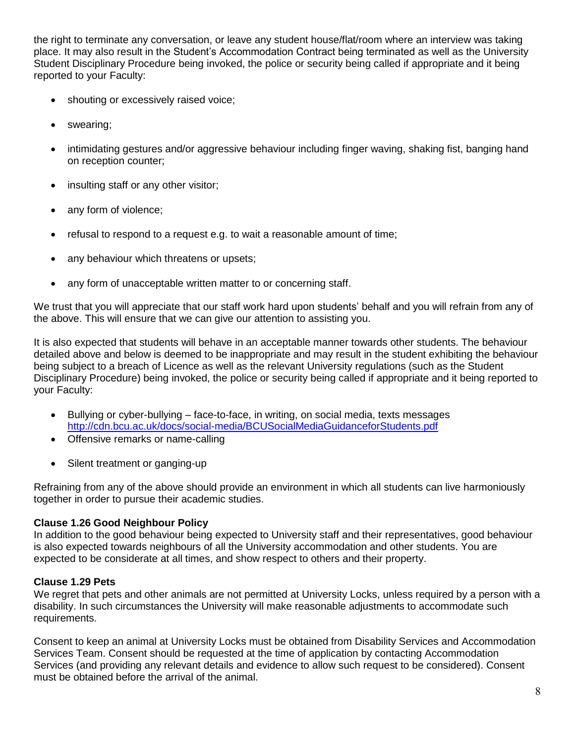the right to terminate any conversation, or leave any student house/flat/room where an interview was taking place. It may also result in the Student's Accommodation Contract being terminated as well as the University Student Disciplinary Procedure being invoked, the police or security being called if appropriate and it being reported to your Faculty:

- shouting or excessively raised voice;
- swearing;
- intimidating gestures and/or aggressive behaviour including finger waving, shaking fist, banging hand on reception counter;
- insulting staff or any other visitor;
- any form of violence;
- refusal to respond to a request e.g. to wait a reasonable amount of time;
- any behaviour which threatens or upsets;
- any form of unacceptable written matter to or concerning staff.

We trust that you will appreciate that our staff work hard upon students' behalf and you will refrain from any of the above. This will ensure that we can give our attention to assisting you.

It is also expected that students will behave in an acceptable manner towards other students. The behaviour detailed above and below is deemed to be inappropriate and may result in the student exhibiting the behaviour being subject to a breach of Licence as well as the relevant University regulations (such as the Student Disciplinary Procedure) being invoked, the police or security being called if appropriate and it being reported to your Faculty:

- Bullying or cyber-bullying – face-to-face, in writing, on social media, texts messages http://cdn.bcu.ac.uk/docs/social-media/BCUSocialMediaGuidanceforStudents.pdf
- Offensive remarks or name-calling
- Silent treatment or ganging-up

Refraining from any of the above should provide an environment in which all students can live harmoniously together in order to pursue their academic studies.

**Clause 1.26 Good Neighbour Policy**

In addition to the good behaviour being expected to University staff and their representatives, good behaviour is also expected towards neighbours of all the University accommodation and other students. You are expected to be considerate at all times, and show respect to others and their property.

**Clause 1.29 Pets**

We regret that pets and other animals are not permitted at University Locks, unless required by a person with a disability. In such circumstances the University will make reasonable adjustments to accommodate such requirements.

Consent to keep an animal at University Locks must be obtained from Disability Services and Accommodation Services Team. Consent should be requested at the time of application by contacting Accommodation Services (and providing any relevant details and evidence to allow such request to be considered). Consent must be obtained before the arrival of the animal.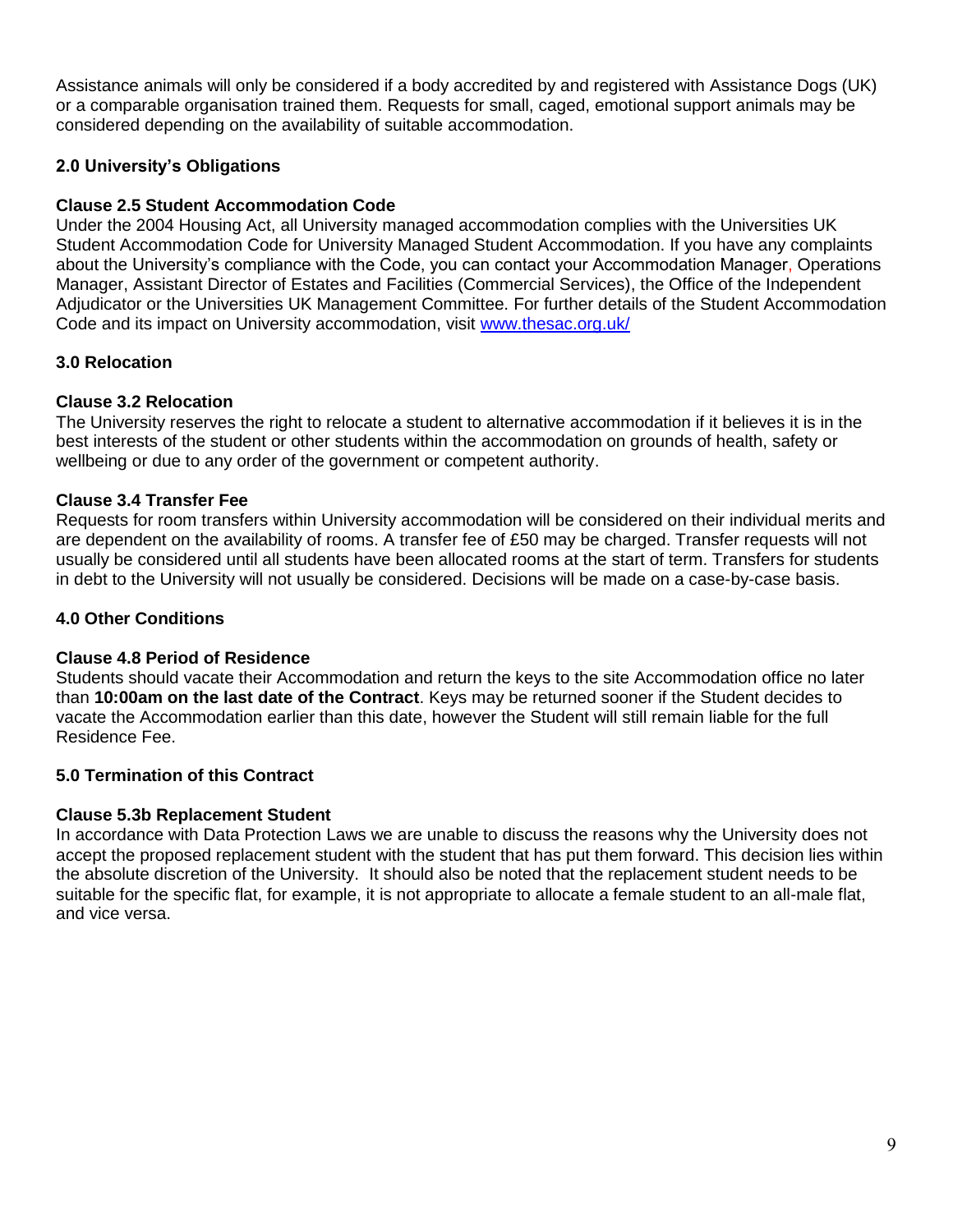Assistance animals will only be considered if a body accredited by and registered with Assistance Dogs (UK) or a comparable organisation trained them. Requests for small, caged, emotional support animals may be considered depending on the availability of suitable accommodation.

## 2.0 University's Obligations

### Clause 2.5 Student Accommodation Code

Under the 2004 Housing Act, all University managed accommodation complies with the Universities UK Student Accommodation Code for University Managed Student Accommodation. If you have any complaints about the University's compliance with the Code, you can contact your Accommodation Manager, Operations Manager, Assistant Director of Estates and Facilities (Commercial Services), the Office of the Independent Adjudicator or the Universities UK Management Committee. For further details of the Student Accommodation Code and its impact on University accommodation, visit www.thesac.org.uk/

## 3.0 Relocation

### Clause 3.2 Relocation

The University reserves the right to relocate a student to alternative accommodation if it believes it is in the best interests of the student or other students within the accommodation on grounds of health, safety or wellbeing or due to any order of the government or competent authority.

### Clause 3.4 Transfer Fee

Requests for room transfers within University accommodation will be considered on their individual merits and are dependent on the availability of rooms. A transfer fee of £50 may be charged. Transfer requests will not usually be considered until all students have been allocated rooms at the start of term. Transfers for students in debt to the University will not usually be considered. Decisions will be made on a case-by-case basis.

## 4.0 Other Conditions

### Clause 4.8 Period of Residence

Students should vacate their Accommodation and return the keys to the site Accommodation office no later than **10:00am on the last date of the Contract**. Keys may be returned sooner if the Student decides to vacate the Accommodation earlier than this date, however the Student will still remain liable for the full Residence Fee.

## 5.0 Termination of this Contract

### Clause 5.3b Replacement Student

In accordance with Data Protection Laws we are unable to discuss the reasons why the University does not accept the proposed replacement student with the student that has put them forward. This decision lies within the absolute discretion of the University. It should also be noted that the replacement student needs to be suitable for the specific flat, for example, it is not appropriate to allocate a female student to an all-male flat, and vice versa.